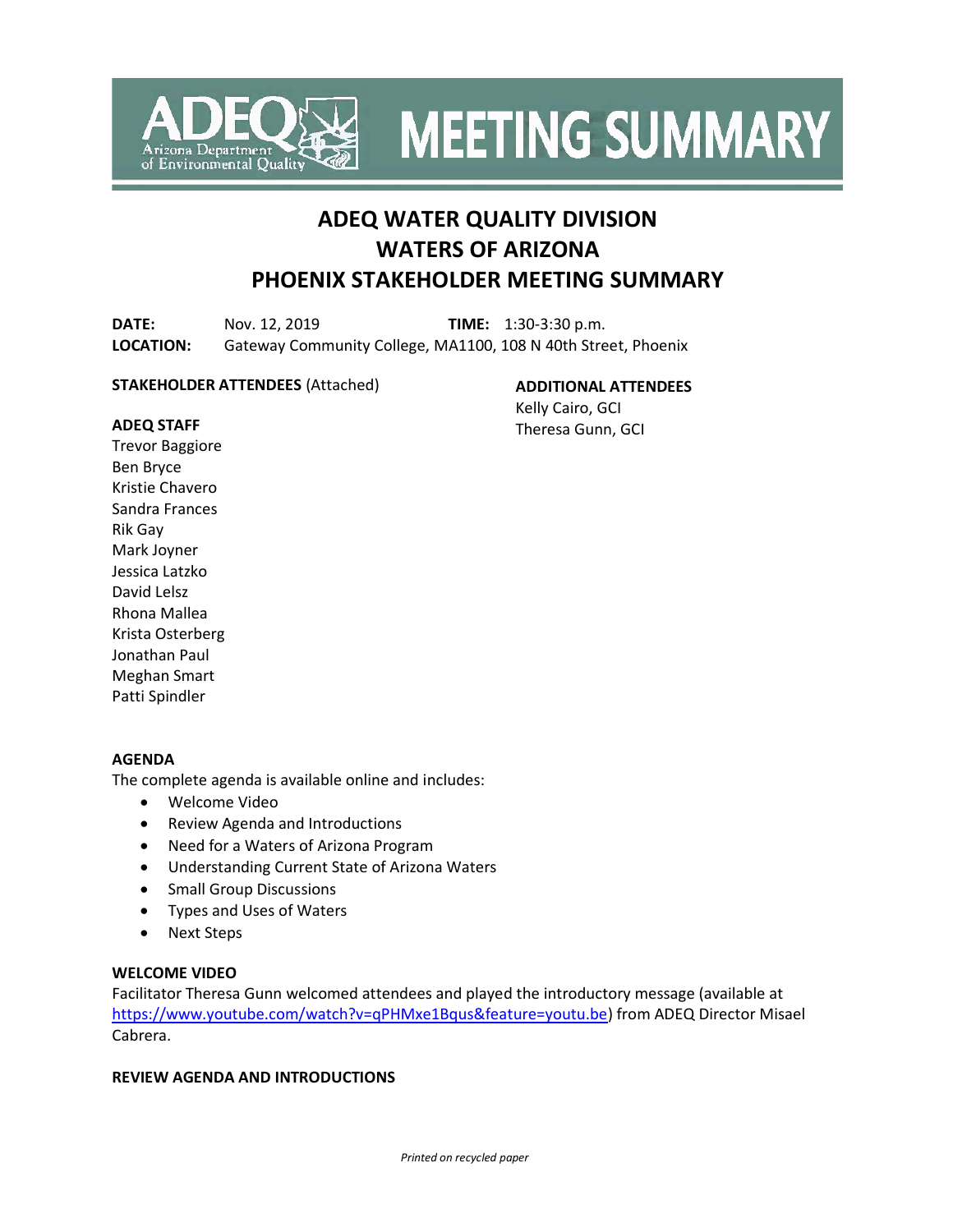# MEETING SUMMARY

## ADEQ WATER QUALITY DIVISION
## WATERS OF ARIZONA
## PHOENIX STAKEHOLDER MEETING SUMMARY

**DATE:** Nov. 12, 2019 **TIME:** 1:30-3:30 p.m.
**LOCATION:** Gateway Community College, MA1100, 108 N 40th Street, Phoenix

**STAKEHOLDER ATTENDEES** (Attached)

**ADEQ STAFF**
Trevor Baggiore
Ben Bryce
Kristie Chavero
Sandra Frances
Rik Gay
Mark Joyner
Jessica Latzko
David Lelsz
Rhona Mallea
Krista Osterberg
Jonathan Paul
Meghan Smart
Patti Spindler

**ADDITIONAL ATTENDEES**
Kelly Cairo, GCI
Theresa Gunn, GCI

**AGENDA**

The complete agenda is available online and includes:

- Welcome Video
- Review Agenda and Introductions
- Need for a Waters of Arizona Program
- Understanding Current State of Arizona Waters
- Small Group Discussions
- Types and Uses of Waters
- Next Steps

**WELCOME VIDEO**

Facilitator Theresa Gunn welcomed attendees and played the introductory message (available at https://www.youtube.com/watch?v=qPHMxe1Bqus&feature=youtu.be) from ADEQ Director Misael Cabrera.

**REVIEW AGENDA AND INTRODUCTIONS**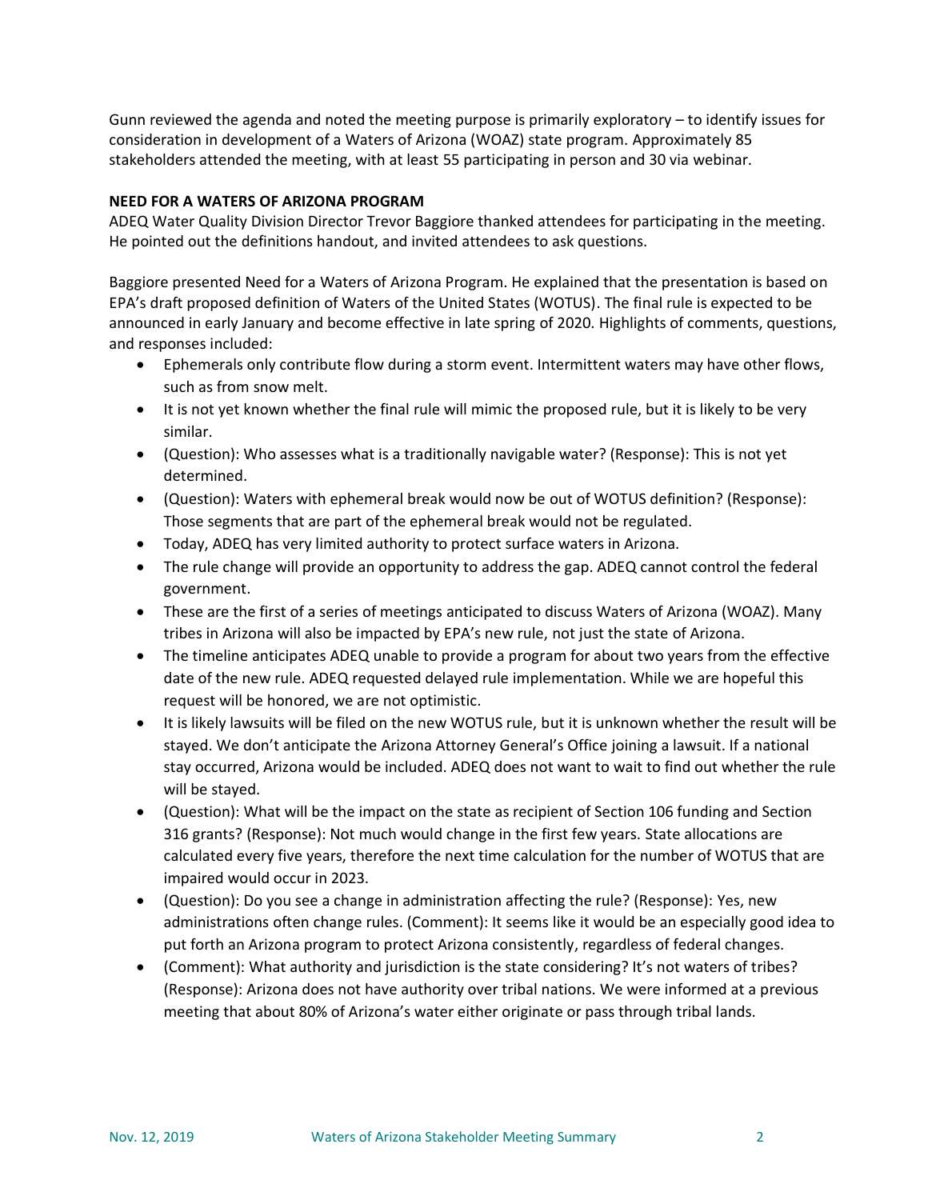Gunn reviewed the agenda and noted the meeting purpose is primarily exploratory – to identify issues for consideration in development of a Waters of Arizona (WOAZ) state program. Approximately 85 stakeholders attended the meeting, with at least 55 participating in person and 30 via webinar.

**NEED FOR A WATERS OF ARIZONA PROGRAM**

ADEQ Water Quality Division Director Trevor Baggiore thanked attendees for participating in the meeting. He pointed out the definitions handout, and invited attendees to ask questions.

Baggiore presented Need for a Waters of Arizona Program. He explained that the presentation is based on EPA's draft proposed definition of Waters of the United States (WOTUS). The final rule is expected to be announced in early January and become effective in late spring of 2020. Highlights of comments, questions, and responses included:

- Ephemerals only contribute flow during a storm event. Intermittent waters may have other flows, such as from snow melt.
- It is not yet known whether the final rule will mimic the proposed rule, but it is likely to be very similar.
- (Question): Who assesses what is a traditionally navigable water? (Response): This is not yet determined.
- (Question): Waters with ephemeral break would now be out of WOTUS definition? (Response): Those segments that are part of the ephemeral break would not be regulated.
- Today, ADEQ has very limited authority to protect surface waters in Arizona.
- The rule change will provide an opportunity to address the gap. ADEQ cannot control the federal government.
- These are the first of a series of meetings anticipated to discuss Waters of Arizona (WOAZ). Many tribes in Arizona will also be impacted by EPA's new rule, not just the state of Arizona.
- The timeline anticipates ADEQ unable to provide a program for about two years from the effective date of the new rule. ADEQ requested delayed rule implementation. While we are hopeful this request will be honored, we are not optimistic.
- It is likely lawsuits will be filed on the new WOTUS rule, but it is unknown whether the result will be stayed. We don't anticipate the Arizona Attorney General's Office joining a lawsuit. If a national stay occurred, Arizona would be included. ADEQ does not want to wait to find out whether the rule will be stayed.
- (Question): What will be the impact on the state as recipient of Section 106 funding and Section 316 grants? (Response): Not much would change in the first few years. State allocations are calculated every five years, therefore the next time calculation for the number of WOTUS that are impaired would occur in 2023.
- (Question): Do you see a change in administration affecting the rule? (Response): Yes, new administrations often change rules. (Comment): It seems like it would be an especially good idea to put forth an Arizona program to protect Arizona consistently, regardless of federal changes.
- (Comment): What authority and jurisdiction is the state considering? It's not waters of tribes? (Response): Arizona does not have authority over tribal nations. We were informed at a previous meeting that about 80% of Arizona's water either originate or pass through tribal lands.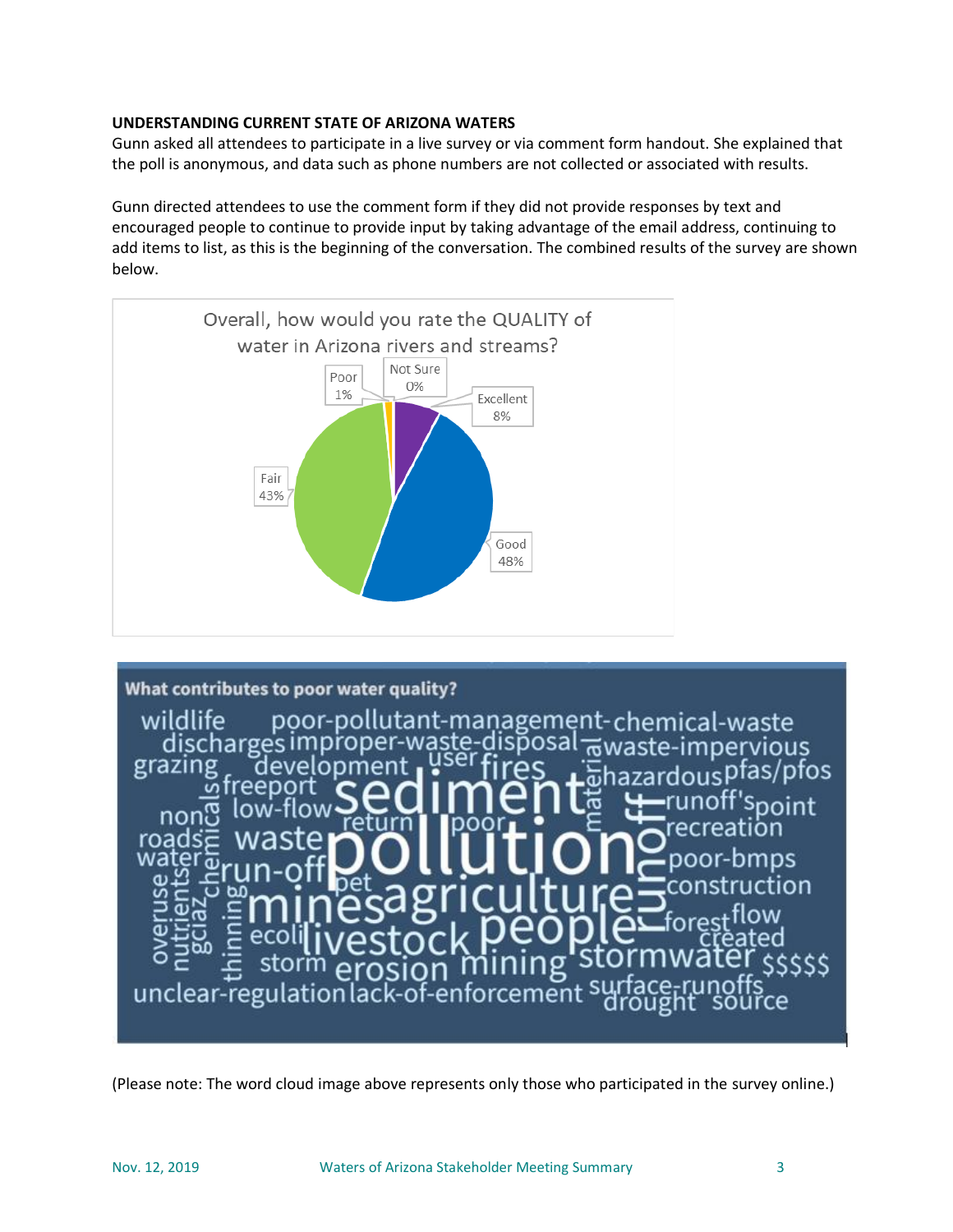**UNDERSTANDING CURRENT STATE OF ARIZONA WATERS**

Gunn asked all attendees to participate in a live survey or via comment form handout. She explained that the poll is anonymous, and data such as phone numbers are not collected or associated with results.

Gunn directed attendees to use the comment form if they did not provide responses by text and encouraged people to continue to provide input by taking advantage of the email address, continuing to add items to list, as this is the beginning of the conversation. The combined results of the survey are shown below.

Overall, how would you rate the QUALITY of water in Arizona rivers and streams?

| Response | Percent |
|---|---|
| Excellent | 8% |
| Good | 48% |
| Fair | 43% |
| Poor | 1% |
| Not Sure | 0% |

**What contributes to poor water quality?**

wildlife, poor-pollutant-management-chemical-waste, discharges, improper-waste-disposal, waste-impervious, grazing, development, user, fires, material, hazardous, pfas/pfos, freeport, sediment, runoff's, point, non, low-flow, return, poor, recreation, roads, waste, pollution, water, chemicals, run-off, poor-bmps, overuse, nutrients, gciaz, thinning, pet, mines, agriculture, runoff, construction, ecoli, livestock, people, forest, flow, created, storm, erosion, mining, stormwater, $$$$$, unclear-regulation, lack-of-enforcement, surface-runoffs, drought, source

(Please note: The word cloud image above represents only those who participated in the survey online.)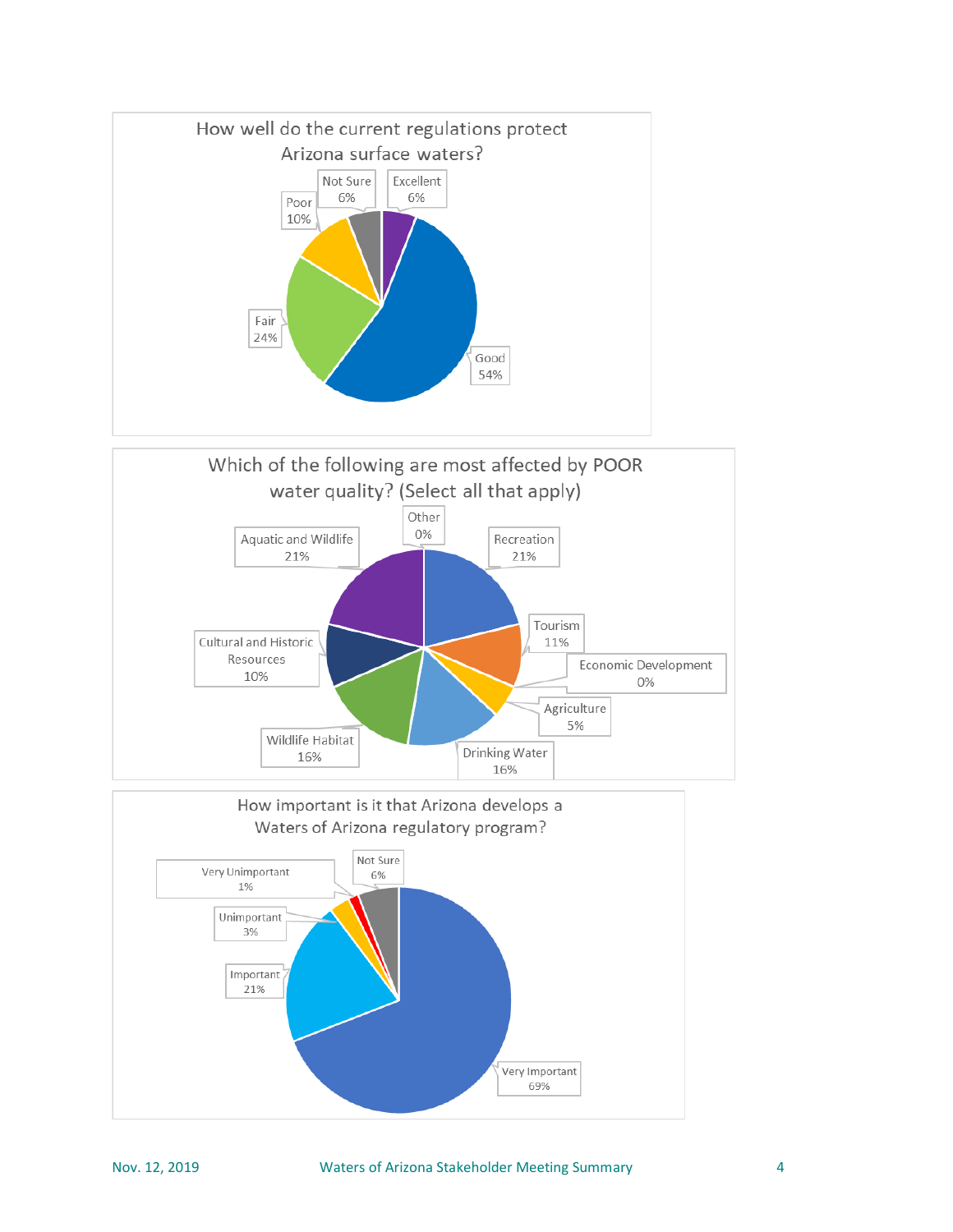### How well do the current regulations protect Arizona surface waters?

| Response | Percentage |
|---|---|
| Excellent | 6% |
| Good | 54% |
| Fair | 24% |
| Poor | 10% |
| Not Sure | 6% |

### Which of the following are most affected by POOR water quality? (Select all that apply)

| Response | Percentage |
|---|---|
| Other | 0% |
| Recreation | 21% |
| Tourism | 11% |
| Economic Development | 0% |
| Agriculture | 5% |
| Drinking Water | 16% |
| Wildlife Habitat | 16% |
| Cultural and Historic Resources | 10% |
| Aquatic and Wildlife | 21% |

### How important is it that Arizona develops a Waters of Arizona regulatory program?

| Response | Percentage |
|---|---|
| Not Sure | 6% |
| Very Important | 69% |
| Important | 21% |
| Unimportant | 3% |
| Very Unimportant | 1% |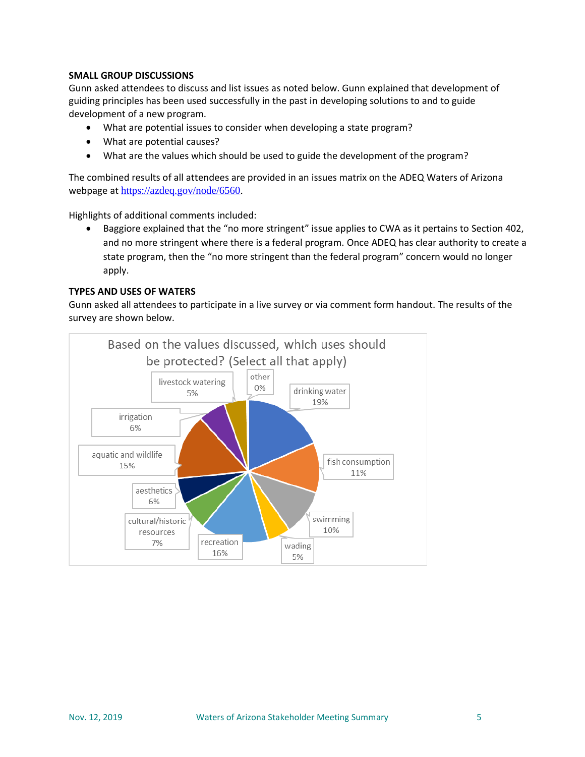**SMALL GROUP DISCUSSIONS**

Gunn asked attendees to discuss and list issues as noted below. Gunn explained that development of guiding principles has been used successfully in the past in developing solutions to and to guide development of a new program.

- What are potential issues to consider when developing a state program?
- What are potential causes?
- What are the values which should be used to guide the development of the program?

The combined results of all attendees are provided in an issues matrix on the ADEQ Waters of Arizona webpage at https://azdeq.gov/node/6560.

Highlights of additional comments included:

- Baggiore explained that the "no more stringent" issue applies to CWA as it pertains to Section 402, and no more stringent where there is a federal program. Once ADEQ has clear authority to create a state program, then the "no more stringent than the federal program" concern would no longer apply.

**TYPES AND USES OF WATERS**

Gunn asked all attendees to participate in a live survey or via comment form handout. The results of the survey are shown below.

Based on the values discussed, which uses should be protected? (Select all that apply)

| Use | Percentage |
|---|---|
| drinking water | 19% |
| fish consumption | 11% |
| swimming | 10% |
| wading | 5% |
| recreation | 16% |
| cultural/historic resources | 7% |
| aesthetics | 6% |
| aquatic and wildlife | 15% |
| irrigation | 6% |
| livestock watering | 5% |
| other | 0% |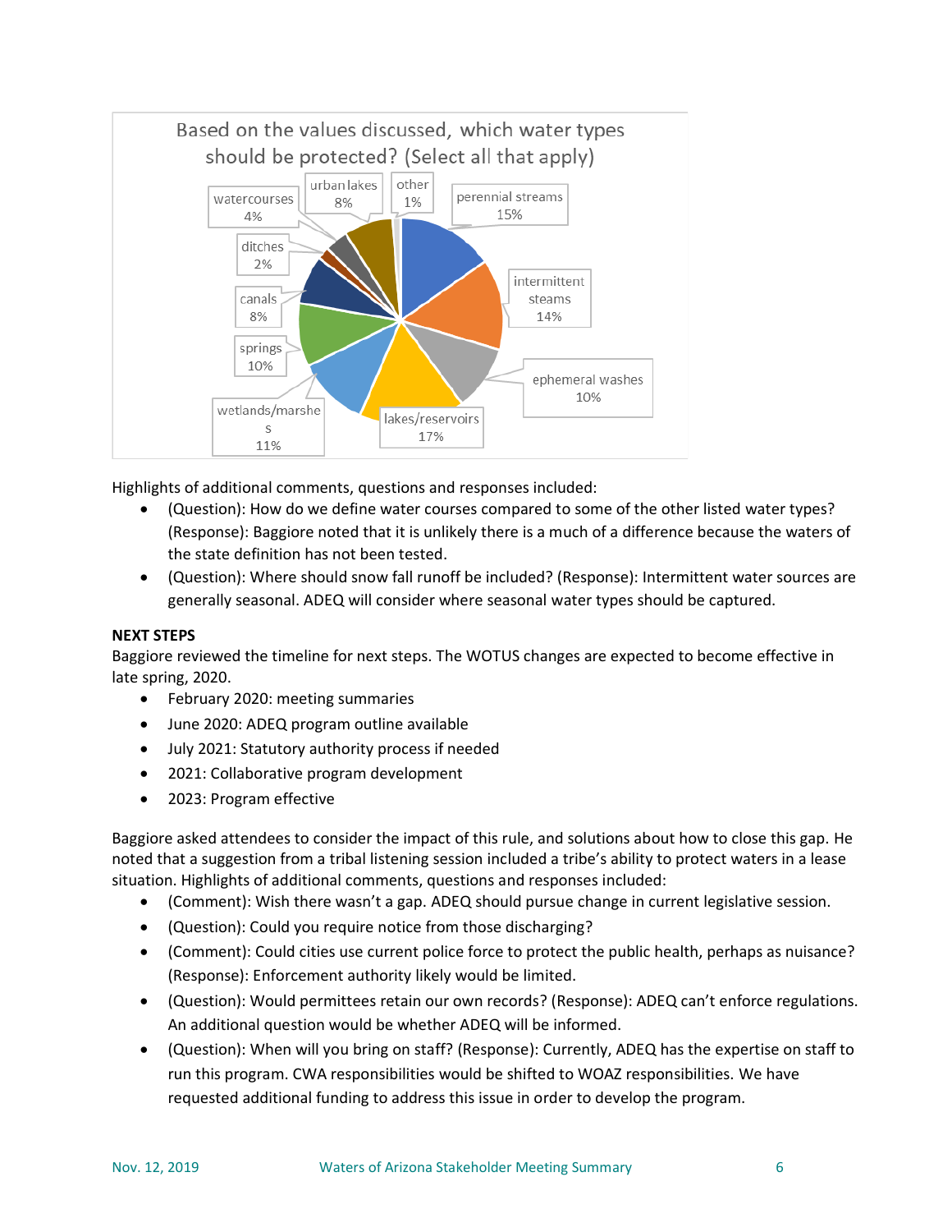Based on the values discussed, which water types should be protected? (Select all that apply)

| Water type | Percent |
|---|---|
| perennial streams | 15% |
| intermittent steams | 14% |
| ephemeral washes | 10% |
| lakes/reservoirs | 17% |
| wetlands/marshes | 11% |
| springs | 10% |
| canals | 8% |
| ditches | 2% |
| watercourses | 4% |
| urban lakes | 8% |
| other | 1% |

Highlights of additional comments, questions and responses included:

- (Question): How do we define water courses compared to some of the other listed water types? (Response): Baggiore noted that it is unlikely there is a much of a difference because the waters of the state definition has not been tested.
- (Question): Where should snow fall runoff be included? (Response): Intermittent water sources are generally seasonal. ADEQ will consider where seasonal water types should be captured.

**NEXT STEPS**

Baggiore reviewed the timeline for next steps. The WOTUS changes are expected to become effective in late spring, 2020.

- February 2020: meeting summaries
- June 2020: ADEQ program outline available
- July 2021: Statutory authority process if needed
- 2021: Collaborative program development
- 2023: Program effective

Baggiore asked attendees to consider the impact of this rule, and solutions about how to close this gap. He noted that a suggestion from a tribal listening session included a tribe's ability to protect waters in a lease situation. Highlights of additional comments, questions and responses included:

- (Comment): Wish there wasn't a gap. ADEQ should pursue change in current legislative session.
- (Question): Could you require notice from those discharging?
- (Comment): Could cities use current police force to protect the public health, perhaps as nuisance? (Response): Enforcement authority likely would be limited.
- (Question): Would permittees retain our own records? (Response): ADEQ can't enforce regulations. An additional question would be whether ADEQ will be informed.
- (Question): When will you bring on staff? (Response): Currently, ADEQ has the expertise on staff to run this program. CWA responsibilities would be shifted to WOAZ responsibilities. We have requested additional funding to address this issue in order to develop the program.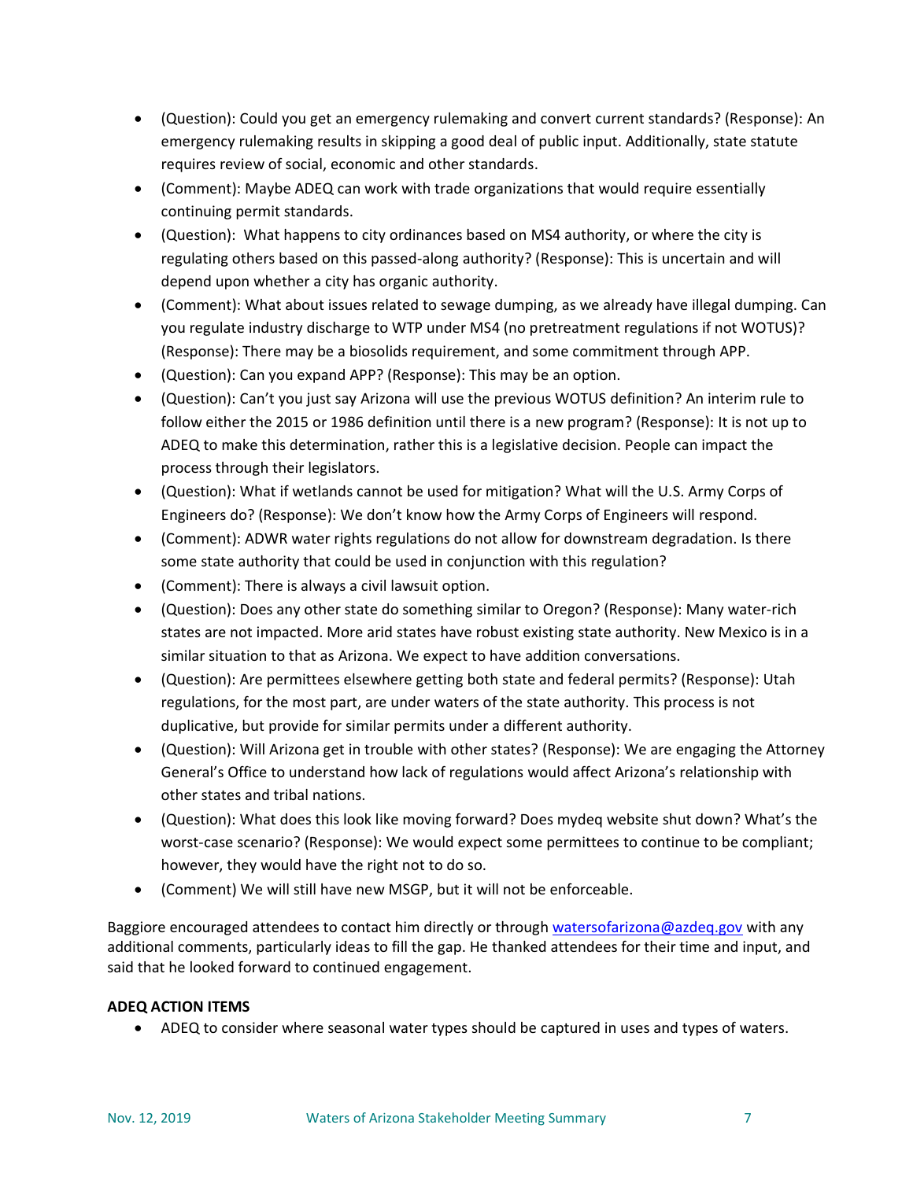- (Question): Could you get an emergency rulemaking and convert current standards? (Response): An emergency rulemaking results in skipping a good deal of public input. Additionally, state statute requires review of social, economic and other standards.
- (Comment): Maybe ADEQ can work with trade organizations that would require essentially continuing permit standards.
- (Question): What happens to city ordinances based on MS4 authority, or where the city is regulating others based on this passed-along authority? (Response): This is uncertain and will depend upon whether a city has organic authority.
- (Comment): What about issues related to sewage dumping, as we already have illegal dumping. Can you regulate industry discharge to WTP under MS4 (no pretreatment regulations if not WOTUS)? (Response): There may be a biosolids requirement, and some commitment through APP.
- (Question): Can you expand APP? (Response): This may be an option.
- (Question): Can't you just say Arizona will use the previous WOTUS definition? An interim rule to follow either the 2015 or 1986 definition until there is a new program? (Response): It is not up to ADEQ to make this determination, rather this is a legislative decision. People can impact the process through their legislators.
- (Question): What if wetlands cannot be used for mitigation? What will the U.S. Army Corps of Engineers do? (Response): We don't know how the Army Corps of Engineers will respond.
- (Comment): ADWR water rights regulations do not allow for downstream degradation. Is there some state authority that could be used in conjunction with this regulation?
- (Comment): There is always a civil lawsuit option.
- (Question): Does any other state do something similar to Oregon? (Response): Many water-rich states are not impacted. More arid states have robust existing state authority. New Mexico is in a similar situation to that as Arizona. We expect to have addition conversations.
- (Question): Are permittees elsewhere getting both state and federal permits? (Response): Utah regulations, for the most part, are under waters of the state authority. This process is not duplicative, but provide for similar permits under a different authority.
- (Question): Will Arizona get in trouble with other states? (Response): We are engaging the Attorney General's Office to understand how lack of regulations would affect Arizona's relationship with other states and tribal nations.
- (Question): What does this look like moving forward? Does mydeq website shut down? What's the worst-case scenario? (Response): We would expect some permittees to continue to be compliant; however, they would have the right not to do so.
- (Comment) We will still have new MSGP, but it will not be enforceable.

Baggiore encouraged attendees to contact him directly or through watersofarizona@azdeq.gov with any additional comments, particularly ideas to fill the gap. He thanked attendees for their time and input, and said that he looked forward to continued engagement.

**ADEQ ACTION ITEMS**

- ADEQ to consider where seasonal water types should be captured in uses and types of waters.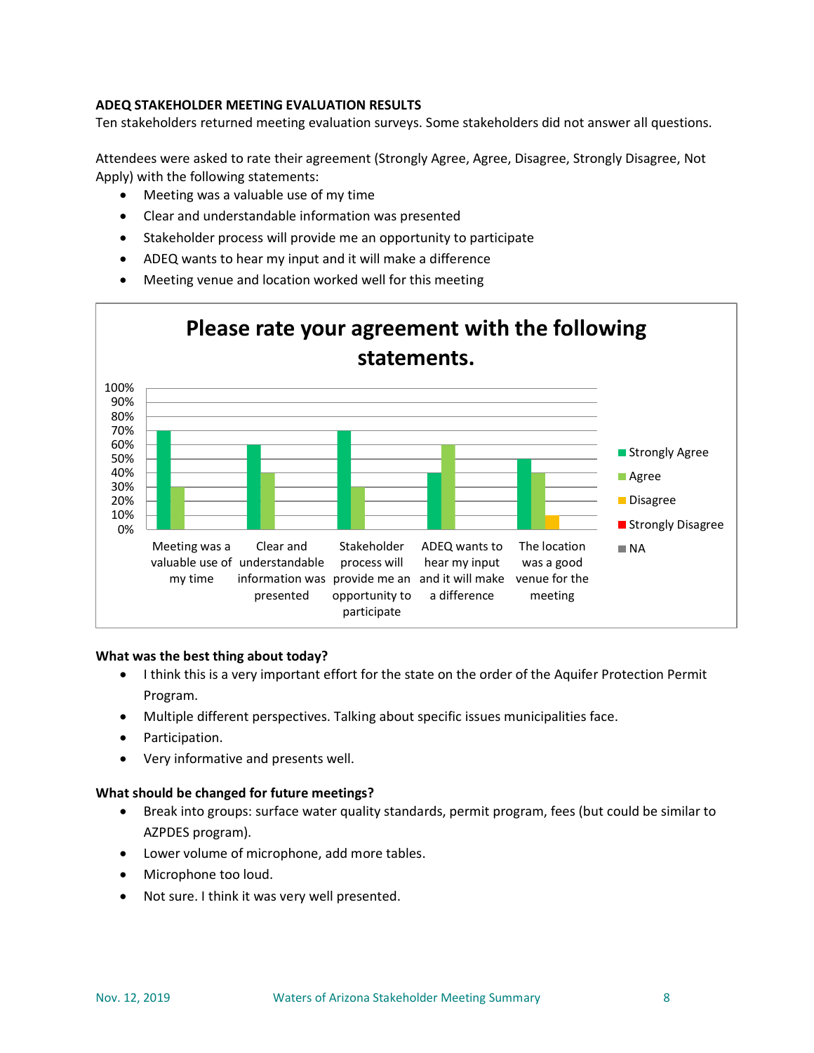**ADEQ STAKEHOLDER MEETING EVALUATION RESULTS**

Ten stakeholders returned meeting evaluation surveys. Some stakeholders did not answer all questions.

Attendees were asked to rate their agreement (Strongly Agree, Agree, Disagree, Strongly Disagree, Not Apply) with the following statements:

- Meeting was a valuable use of my time
- Clear and understandable information was presented
- Stakeholder process will provide me an opportunity to participate
- ADEQ wants to hear my input and it will make a difference
- Meeting venue and location worked well for this meeting

**Please rate your agreement with the following statements.**

| | Strongly Agree | Agree | Disagree | Strongly Disagree | NA |
|---|---|---|---|---|---|
| Meeting was a valuable use of my time | 70% | 30% | | | |
| Clear and understandable information was presented | 60% | 40% | | | |
| Stakeholder process will provide me an opportunity to participate | 70% | 30% | | | |
| ADEQ wants to hear my input and it will make a difference | 40% | 60% | | | |
| The location was a good venue for the meeting | 50% | 40% | 10% | | |

**What was the best thing about today?**

- I think this is a very important effort for the state on the order of the Aquifer Protection Permit Program.
- Multiple different perspectives. Talking about specific issues municipalities face.
- Participation.
- Very informative and presents well.

**What should be changed for future meetings?**

- Break into groups: surface water quality standards, permit program, fees (but could be similar to AZPDES program).
- Lower volume of microphone, add more tables.
- Microphone too loud.
- Not sure. I think it was very well presented.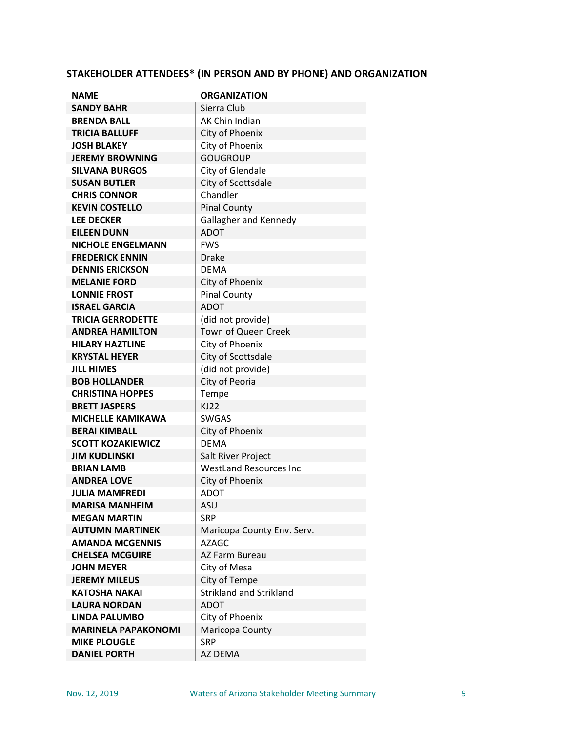## STAKEHOLDER ATTENDEES* (IN PERSON AND BY PHONE) AND ORGANIZATION

| NAME | ORGANIZATION |
|---|---|
| **SANDY BAHR** | Sierra Club |
| **BRENDA BALL** | AK Chin Indian |
| **TRICIA BALLUFF** | City of Phoenix |
| **JOSH BLAKEY** | City of Phoenix |
| **JEREMY BROWNING** | GOUGROUP |
| **SILVANA BURGOS** | City of Glendale |
| **SUSAN BUTLER** | City of Scottsdale |
| **CHRIS CONNOR** | Chandler |
| **KEVIN COSTELLO** | Pinal County |
| **LEE DECKER** | Gallagher and Kennedy |
| **EILEEN DUNN** | ADOT |
| **NICHOLE ENGELMANN** | FWS |
| **FREDERICK ENNIN** | Drake |
| **DENNIS ERICKSON** | DEMA |
| **MELANIE FORD** | City of Phoenix |
| **LONNIE FROST** | Pinal County |
| **ISRAEL GARCIA** | ADOT |
| **TRICIA GERRODETTE** | (did not provide) |
| **ANDREA HAMILTON** | Town of Queen Creek |
| **HILARY HAZTLINE** | City of Phoenix |
| **KRYSTAL HEYER** | City of Scottsdale |
| **JILL HIMES** | (did not provide) |
| **BOB HOLLANDER** | City of Peoria |
| **CHRISTINA HOPPES** | Tempe |
| **BRETT JASPERS** | KJ22 |
| **MICHELLE KAMIKAWA** | SWGAS |
| **BERAI KIMBALL** | City of Phoenix |
| **SCOTT KOZAKIEWICZ** | DEMA |
| **JIM KUDLINSKI** | Salt River Project |
| **BRIAN LAMB** | WestLand Resources Inc |
| **ANDREA LOVE** | City of Phoenix |
| **JULIA MAMFREDI** | ADOT |
| **MARISA MANHEIM** | ASU |
| **MEGAN MARTIN** | SRP |
| **AUTUMN MARTINEK** | Maricopa County Env. Serv. |
| **AMANDA MCGENNIS** | AZAGC |
| **CHELSEA MCGUIRE** | AZ Farm Bureau |
| **JOHN MEYER** | City of Mesa |
| **JEREMY MILEUS** | City of Tempe |
| **KATOSHA NAKAI** | Strikland and Strikland |
| **LAURA NORDAN** | ADOT |
| **LINDA PALUMBO** | City of Phoenix |
| **MARINELA PAPAKONOMI** | Maricopa County |
| **MIKE PLOUGLE** | SRP |
| **DANIEL PORTH** | AZ DEMA |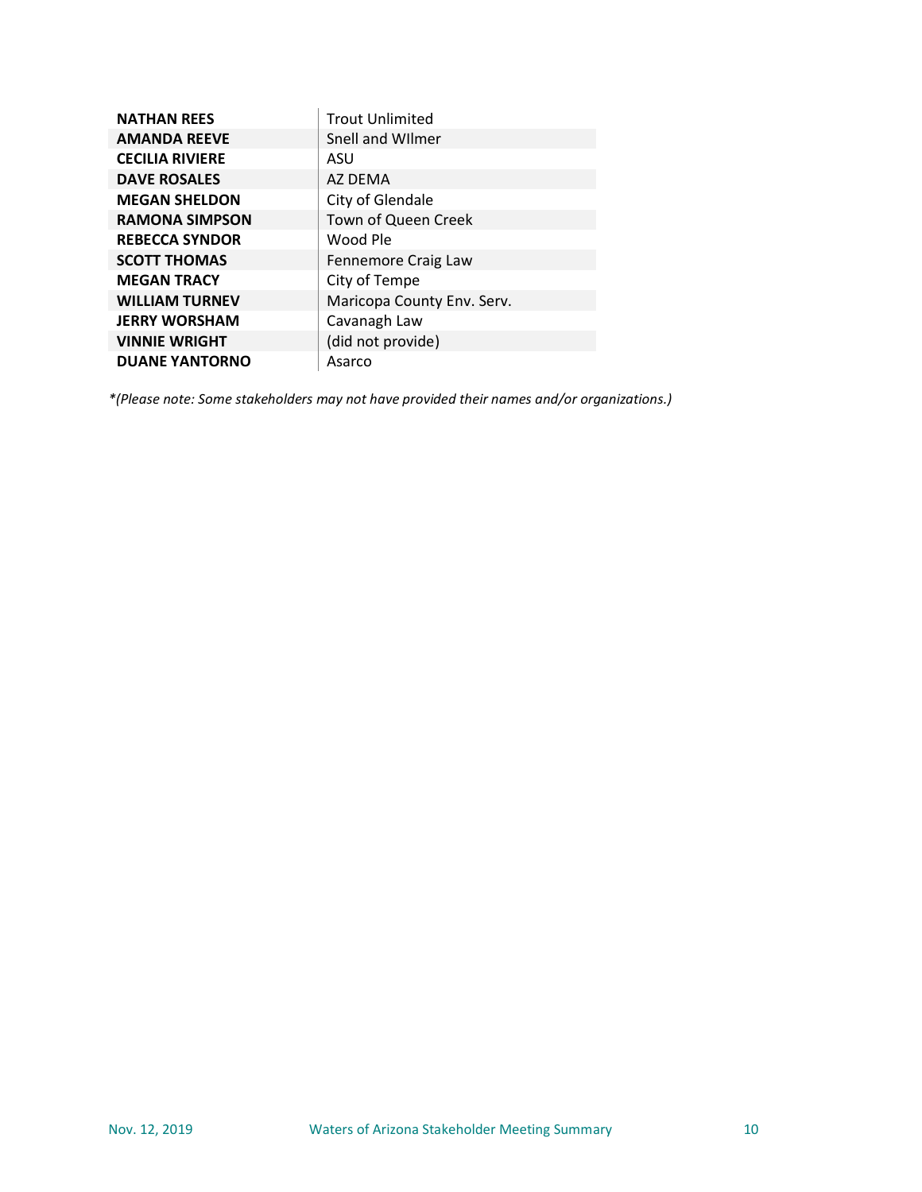| | |
|---|---|
| **NATHAN REES** | Trout Unlimited |
| **AMANDA REEVE** | Snell and WIlmer |
| **CECILIA RIVIERE** | ASU |
| **DAVE ROSALES** | AZ DEMA |
| **MEGAN SHELDON** | City of Glendale |
| **RAMONA SIMPSON** | Town of Queen Creek |
| **REBECCA SYNDOR** | Wood Ple |
| **SCOTT THOMAS** | Fennemore Craig Law |
| **MEGAN TRACY** | City of Tempe |
| **WILLIAM TURNEV** | Maricopa County Env. Serv. |
| **JERRY WORSHAM** | Cavanagh Law |
| **VINNIE WRIGHT** | (did not provide) |
| **DUANE YANTORNO** | Asarco |

*\*(Please note: Some stakeholders may not have provided their names and/or organizations.)*